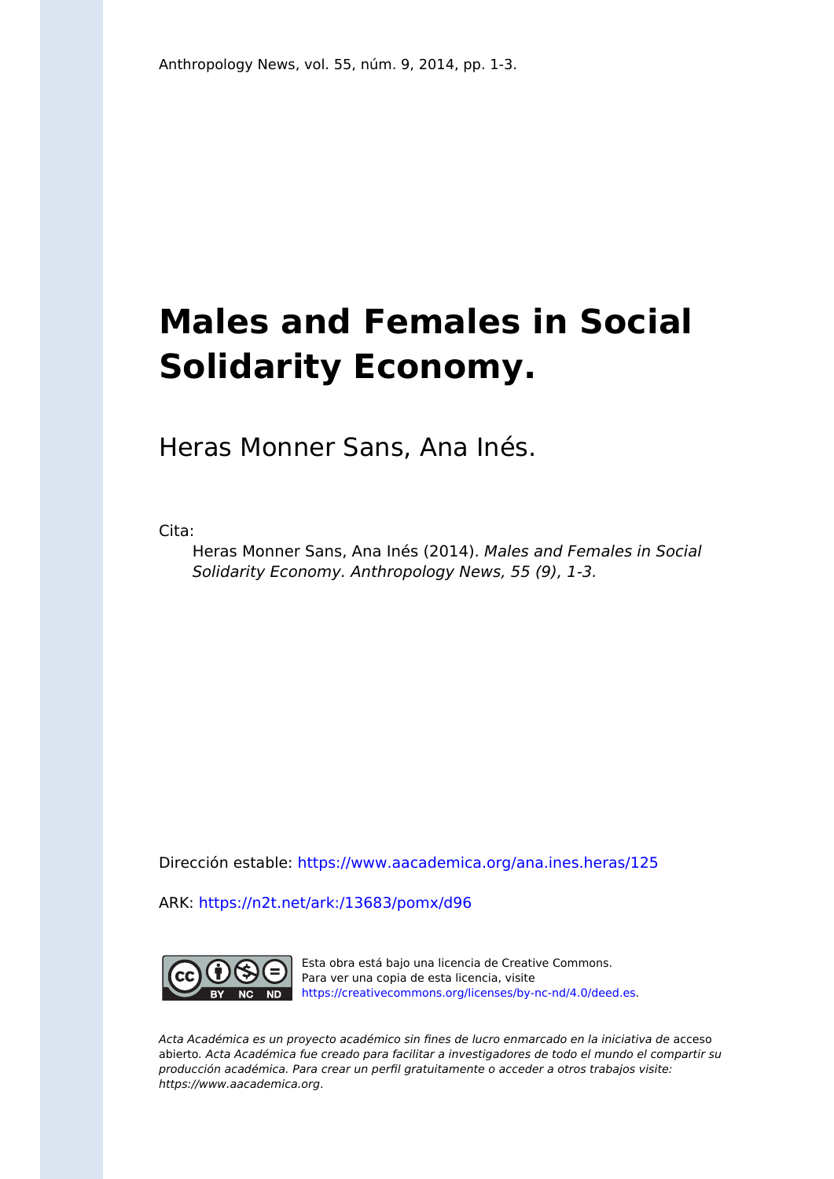Anthropology News, vol. 55, núm. 9, 2014, pp. 1-3.

# Males and Females in Social Solidarity Economy.

Heras Monner Sans, Ana Inés.

Cita:

Heras Monner Sans, Ana Inés (2014). *Males and Females in Social Solidarity Economy. Anthropology News, 55 (9), 1-3.*

Dirección estable: https://www.aacademica.org/ana.ines.heras/125

ARK: https://n2t.net/ark:/13683/pomx/d96

Esta obra está bajo una licencia de Creative Commons. Para ver una copia de esta licencia, visite https://creativecommons.org/licenses/by-nc-nd/4.0/deed.es.

*Acta Académica es un proyecto académico sin fines de lucro enmarcado en la iniciativa de* acceso abierto. *Acta Académica fue creado para facilitar a investigadores de todo el mundo el compartir su producción académica. Para crear un perfil gratuitamente o acceder a otros trabajos visite: https://www.aacademica.org.*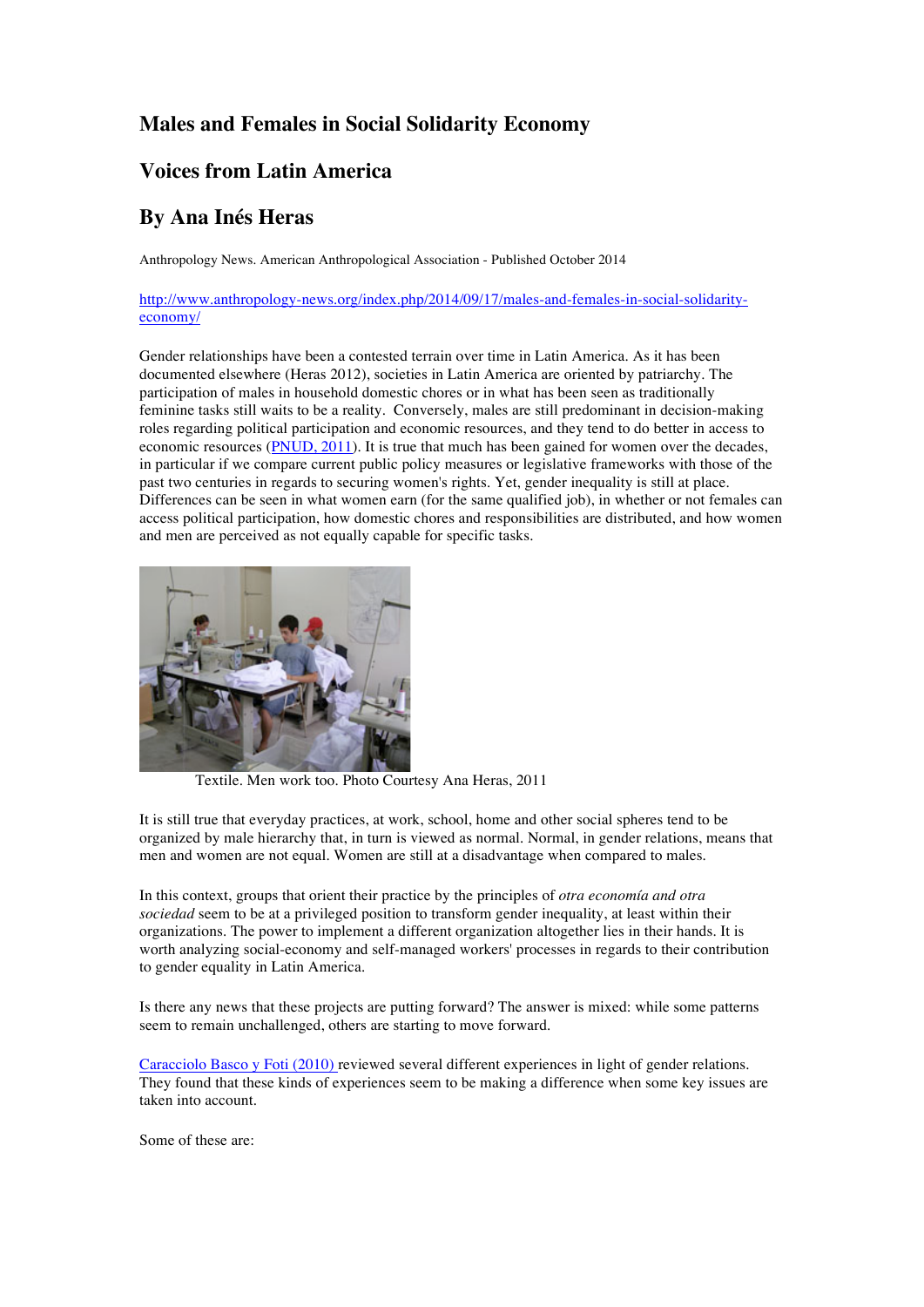# Males and Females in Social Solidarity Economy

## Voices from Latin America

## By Ana Inés Heras

Anthropology News. American Anthropological Association - Published October 2014

[http://www.anthropology-news.org/index.php/2014/09/17/males-and-females-in-social-solidarity-economy/](http://www.anthropology-news.org/index.php/2014/09/17/males-and-females-in-social-solidarity-economy/)

Gender relationships have been a contested terrain over time in Latin America. As it has been documented elsewhere (Heras 2012), societies in Latin America are oriented by patriarchy. The participation of males in household domestic chores or in what has been seen as traditionally feminine tasks still waits to be a reality. Conversely, males are still predominant in decision-making roles regarding political participation and economic resources, and they tend to do better in access to economic resources (PNUD, 2011). It is true that much has been gained for women over the decades, in particular if we compare current public policy measures or legislative frameworks with those of the past two centuries in regards to securing women's rights. Yet, gender inequality is still at place. Differences can be seen in what women earn (for the same qualified job), in whether or not females can access political participation, how domestic chores and responsibilities are distributed, and how women and men are perceived as not equally capable for specific tasks.

Textile. Men work too. Photo Courtesy Ana Heras, 2011

It is still true that everyday practices, at work, school, home and other social spheres tend to be organized by male hierarchy that, in turn is viewed as normal. Normal, in gender relations, means that men and women are not equal. Women are still at a disadvantage when compared to males.

In this context, groups that orient their practice by the principles of *otra economía and otra sociedad* seem to be at a privileged position to transform gender inequality, at least within their organizations. The power to implement a different organization altogether lies in their hands. It is worth analyzing social-economy and self-managed workers' processes in regards to their contribution to gender equality in Latin America.

Is there any news that these projects are putting forward? The answer is mixed: while some patterns seem to remain unchallenged, others are starting to move forward.

Caracciolo Basco y Foti (2010) reviewed several different experiences in light of gender relations. They found that these kinds of experiences seem to be making a difference when some key issues are taken into account.

Some of these are: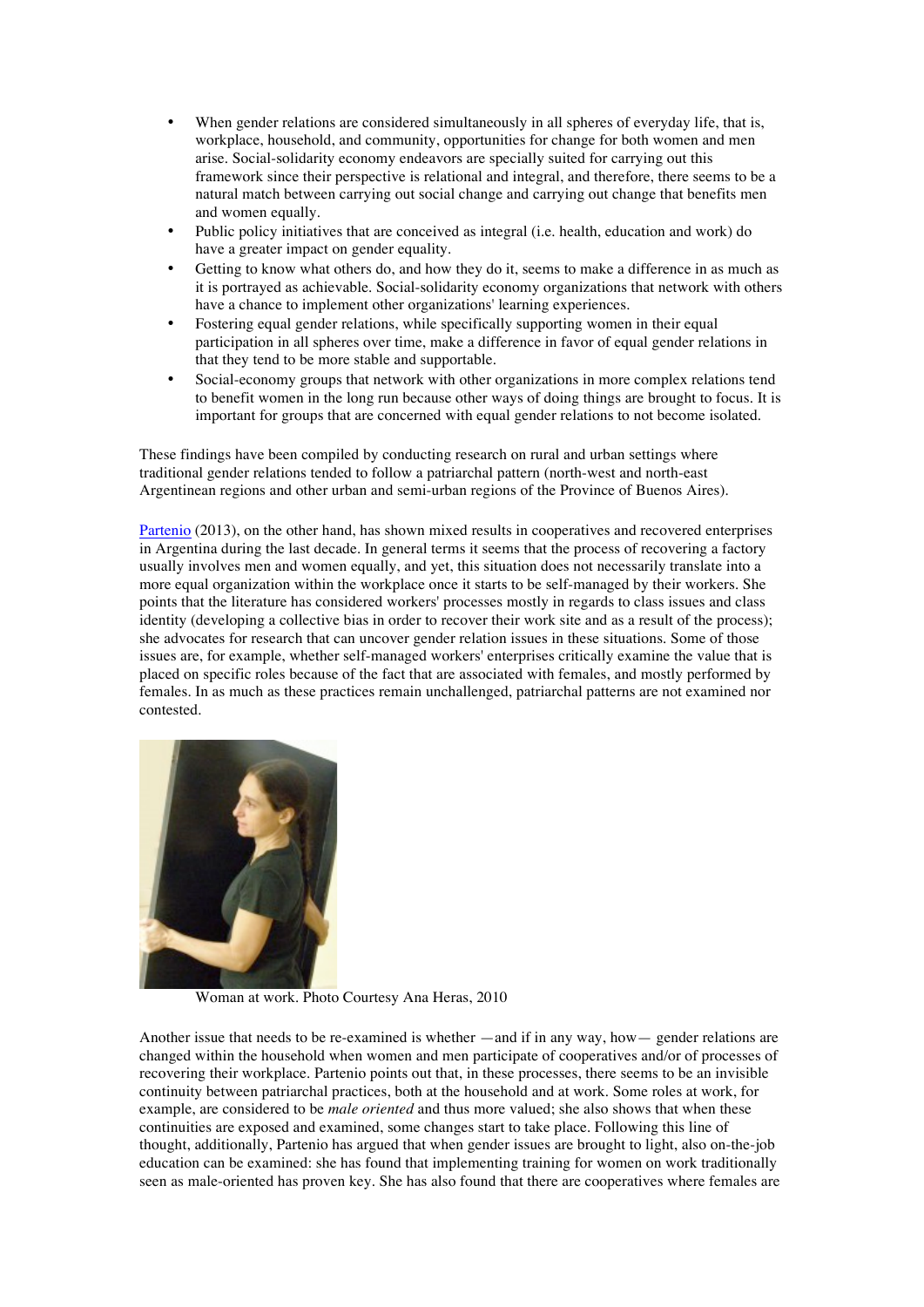- When gender relations are considered simultaneously in all spheres of everyday life, that is, workplace, household, and community, opportunities for change for both women and men arise. Social-solidarity economy endeavors are specially suited for carrying out this framework since their perspective is relational and integral, and therefore, there seems to be a natural match between carrying out social change and carrying out change that benefits men and women equally.
- Public policy initiatives that are conceived as integral (i.e. health, education and work) do have a greater impact on gender equality.
- Getting to know what others do, and how they do it, seems to make a difference in as much as it is portrayed as achievable. Social-solidarity economy organizations that network with others have a chance to implement other organizations' learning experiences.
- Fostering equal gender relations, while specifically supporting women in their equal participation in all spheres over time, make a difference in favor of equal gender relations in that they tend to be more stable and supportable.
- Social-economy groups that network with other organizations in more complex relations tend to benefit women in the long run because other ways of doing things are brought to focus. It is important for groups that are concerned with equal gender relations to not become isolated.

These findings have been compiled by conducting research on rural and urban settings where traditional gender relations tended to follow a patriarchal pattern (north-west and north-east Argentinean regions and other urban and semi-urban regions of the Province of Buenos Aires).

Partenio (2013), on the other hand, has shown mixed results in cooperatives and recovered enterprises in Argentina during the last decade. In general terms it seems that the process of recovering a factory usually involves men and women equally, and yet, this situation does not necessarily translate into a more equal organization within the workplace once it starts to be self-managed by their workers. She points that the literature has considered workers' processes mostly in regards to class issues and class identity (developing a collective bias in order to recover their work site and as a result of the process); she advocates for research that can uncover gender relation issues in these situations. Some of those issues are, for example, whether self-managed workers' enterprises critically examine the value that is placed on specific roles because of the fact that are associated with females, and mostly performed by females. In as much as these practices remain unchallenged, patriarchal patterns are not examined nor contested.

Woman at work. Photo Courtesy Ana Heras, 2010

Another issue that needs to be re-examined is whether —and if in any way, how— gender relations are changed within the household when women and men participate of cooperatives and/or of processes of recovering their workplace. Partenio points out that, in these processes, there seems to be an invisible continuity between patriarchal practices, both at the household and at work. Some roles at work, for example, are considered to be *male oriented* and thus more valued; she also shows that when these continuities are exposed and examined, some changes start to take place. Following this line of thought, additionally, Partenio has argued that when gender issues are brought to light, also on-the-job education can be examined: she has found that implementing training for women on work traditionally seen as male-oriented has proven key. She has also found that there are cooperatives where females are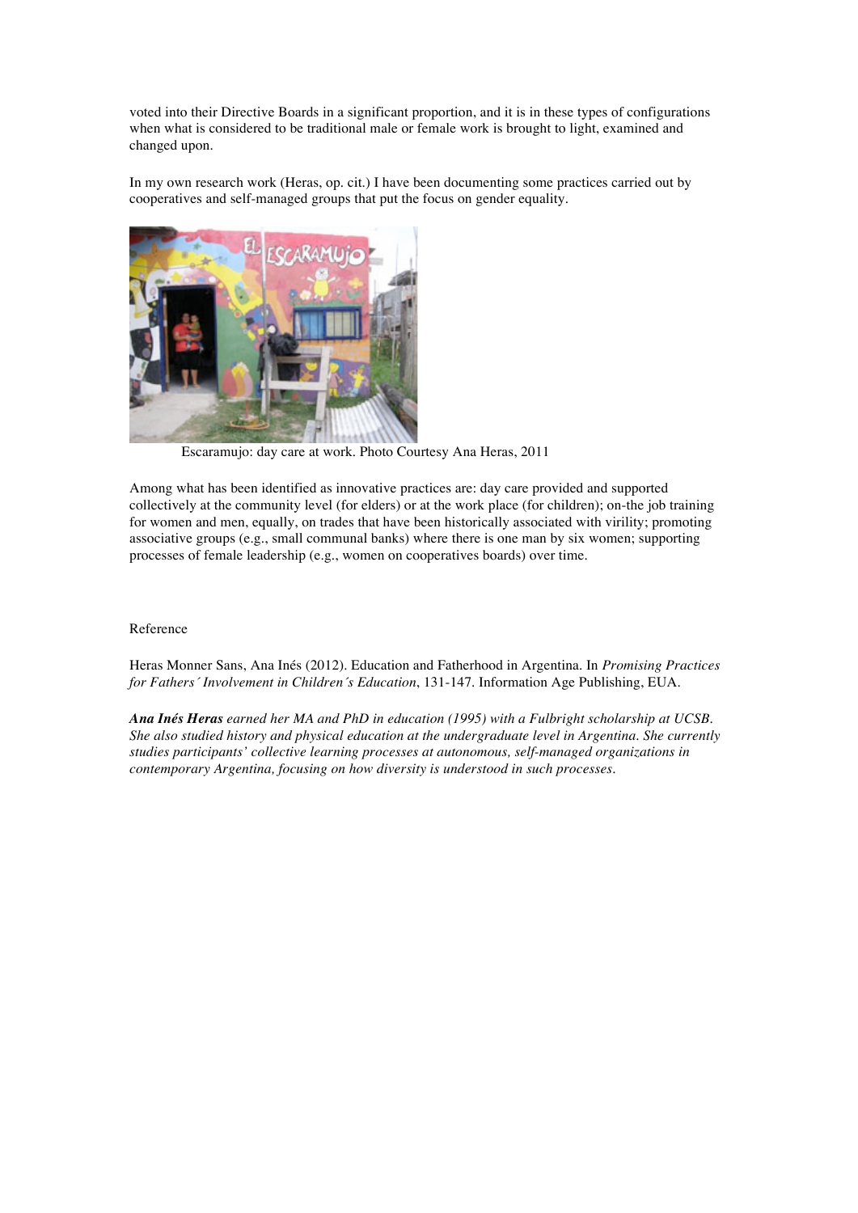voted into their Directive Boards in a significant proportion, and it is in these types of configurations when what is considered to be traditional male or female work is brought to light, examined and changed upon.

In my own research work (Heras, op. cit.) I have been documenting some practices carried out by cooperatives and self-managed groups that put the focus on gender equality.

Escaramujo: day care at work. Photo Courtesy Ana Heras, 2011

Among what has been identified as innovative practices are: day care provided and supported collectively at the community level (for elders) or at the work place (for children); on-the job training for women and men, equally, on trades that have been historically associated with virility; promoting associative groups (e.g., small communal banks) where there is one man by six women; supporting processes of female leadership (e.g., women on cooperatives boards) over time.

Reference

Heras Monner Sans, Ana Inés (2012). Education and Fatherhood in Argentina. In *Promising Practices for Fathers´ Involvement in Children´s Education*, 131-147. Information Age Publishing, EUA.

***Ana Inés Heras*** *earned her MA and PhD in education (1995) with a Fulbright scholarship at UCSB. She also studied history and physical education at the undergraduate level in Argentina. She currently studies participants' collective learning processes at autonomous, self-managed organizations in contemporary Argentina, focusing on how diversity is understood in such processes.*